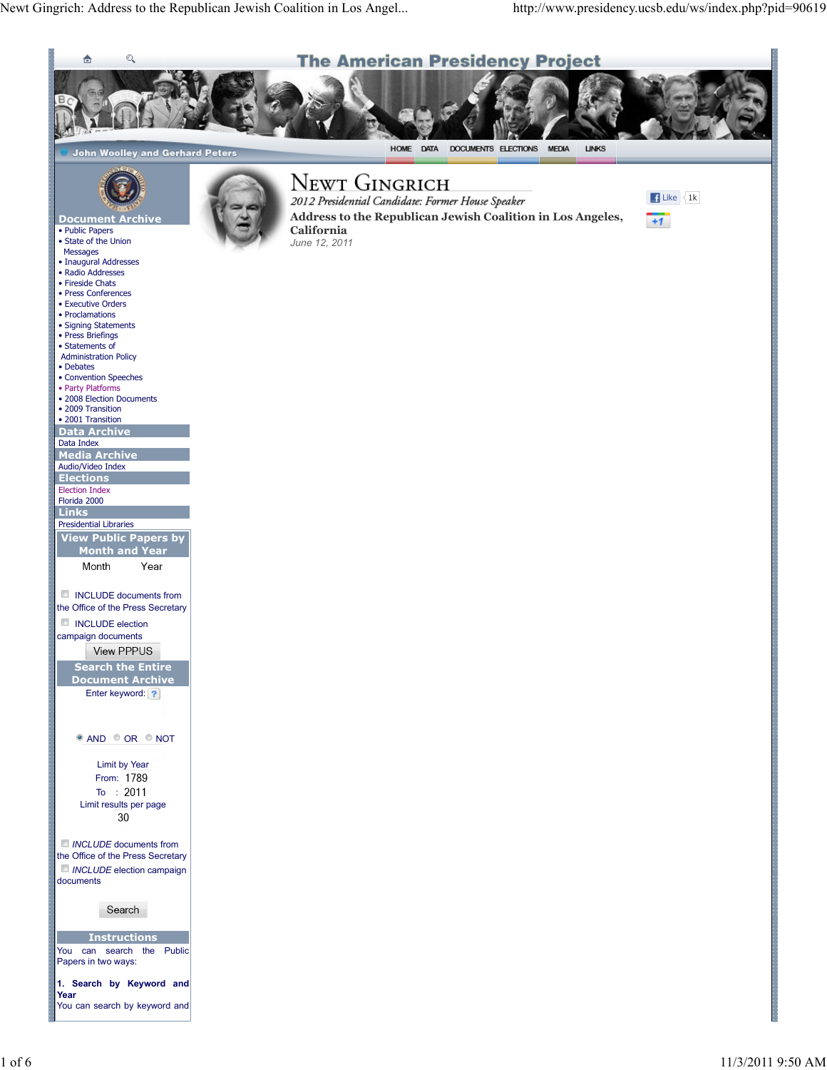The American Presidency Project

John Woolley and Gerhard Peters

HOME DATA DOCUMENTS ELECTIONS MEDIA LINKS

**Document Archive**
- Public Papers
- State of the Union Messages
- Inaugural Addresses
- Radio Addresses
- Fireside Chats
- Press Conferences
- Executive Orders
- Proclamations
- Signing Statements
- Press Briefings
- Statements of Administration Policy
- Debates
- Convention Speeches
- Party Platforms
- 2008 Election Documents
- 2009 Transition
- 2001 Transition

**Data Archive**
Data Index

**Media Archive**
Audio/Video Index

**Elections**
Election Index
Florida 2000

**Links**
Presidential Libraries

**View Public Papers by Month and Year**
Month Year

INCLUDE documents from the Office of the Press Secretary

INCLUDE election campaign documents

View PPPUS

**Search the Entire Document Archive**
Enter keyword:

AND OR NOT

Limit by Year
From: 1789
To : 2011
Limit results per page
30

*INCLUDE* documents from the Office of the Press Secretary
*INCLUDE* election campaign documents

Search

**Instructions**
You can search the Public Papers in two ways:

**1. Search by Keyword and Year**
You can search by keyword and

# Newt Gingrich

*2012 Presidential Candidate: Former House Speaker*

**Address to the Republican Jewish Coalition in Los Angeles, California**

*June 12, 2011*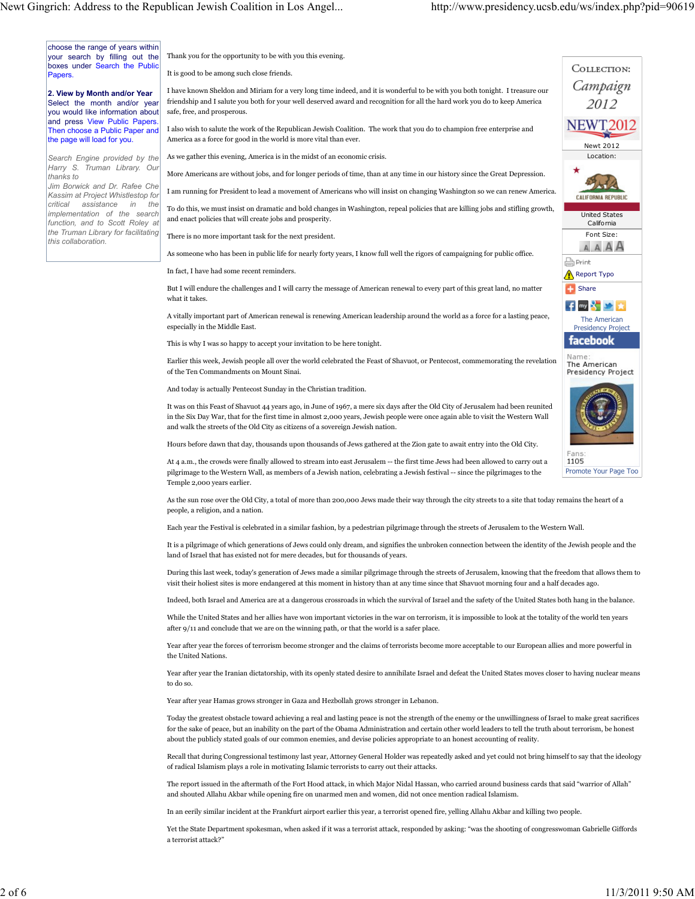choose the range of years within your search by filling out the boxes under Search the Public Papers.

**2. View by Month and/or Year**
Select the month and/or year you would like information about and press View Public Papers. Then choose a Public Paper and the page will load for you.

*Search Engine provided by the Harry S. Truman Library. Our thanks to Jim Borwick and Dr. Rafee Che Kassim at Project Whistlestop for critical assistance in the implementation of the search function, and to Scott Roley at the Truman Library for facilitating this collaboration.*

Thank you for the opportunity to be with you this evening.

It is good to be among such close friends.

I have known Sheldon and Miriam for a very long time indeed, and it is wonderful to be with you both tonight. I treasure our friendship and I salute you both for your well deserved award and recognition for all the hard work you do to keep America safe, free, and prosperous.

I also wish to salute the work of the Republican Jewish Coalition. The work that you do to champion free enterprise and America as a force for good in the world is more vital than ever.

As we gather this evening, America is in the midst of an economic crisis.

More Americans are without jobs, and for longer periods of time, than at any time in our history since the Great Depression.

I am running for President to lead a movement of Americans who will insist on changing Washington so we can renew America.

To do this, we must insist on dramatic and bold changes in Washington, repeal policies that are killing jobs and stifling growth, and enact policies that will create jobs and prosperity.

There is no more important task for the next president.

As someone who has been in public life for nearly forty years, I know full well the rigors of campaigning for public office.

In fact, I have had some recent reminders.

But I will endure the challenges and I will carry the message of American renewal to every part of this great land, no matter what it takes.

A vitally important part of American renewal is renewing American leadership around the world as a force for a lasting peace, especially in the Middle East.

This is why I was so happy to accept your invitation to be here tonight.

Earlier this week, Jewish people all over the world celebrated the Feast of Shavuot, or Pentecost, commemorating the revelation of the Ten Commandments on Mount Sinai.

And today is actually Pentecost Sunday in the Christian tradition.

It was on this Feast of Shavuot 44 years ago, in June of 1967, a mere six days after the Old City of Jerusalem had been reunited in the Six Day War, that for the first time in almost 2,000 years, Jewish people were once again able to visit the Western Wall and walk the streets of the Old City as citizens of a sovereign Jewish nation.

Hours before dawn that day, thousands upon thousands of Jews gathered at the Zion gate to await entry into the Old City.

At 4 a.m., the crowds were finally allowed to stream into east Jerusalem -- the first time Jews had been allowed to carry out a pilgrimage to the Western Wall, as members of a Jewish nation, celebrating a Jewish festival -- since the pilgrimages to the Temple 2,000 years earlier.

As the sun rose over the Old City, a total of more than 200,000 Jews made their way through the city streets to a site that today remains the heart of a people, a religion, and a nation.

Each year the Festival is celebrated in a similar fashion, by a pedestrian pilgrimage through the streets of Jerusalem to the Western Wall.

It is a pilgrimage of which generations of Jews could only dream, and signifies the unbroken connection between the identity of the Jewish people and the land of Israel that has existed not for mere decades, but for thousands of years.

During this last week, today's generation of Jews made a similar pilgrimage through the streets of Jerusalem, knowing that the freedom that allows them to visit their holiest sites is more endangered at this moment in history than at any time since that Shavuot morning four and a half decades ago.

Indeed, both Israel and America are at a dangerous crossroads in which the survival of Israel and the safety of the United States both hang in the balance.

While the United States and her allies have won important victories in the war on terrorism, it is impossible to look at the totality of the world ten years after 9/11 and conclude that we are on the winning path, or that the world is a safer place.

Year after year the forces of terrorism become stronger and the claims of terrorists become more acceptable to our European allies and more powerful in the United Nations.

Year after year the Iranian dictatorship, with its openly stated desire to annihilate Israel and defeat the United States moves closer to having nuclear means to do so.

Year after year Hamas grows stronger in Gaza and Hezbollah grows stronger in Lebanon.

Today the greatest obstacle toward achieving a real and lasting peace is not the strength of the enemy or the unwillingness of Israel to make great sacrifices for the sake of peace, but an inability on the part of the Obama Administration and certain other world leaders to tell the truth about terrorism, be honest about the publicly stated goals of our common enemies, and devise policies appropriate to an honest accounting of reality.

Recall that during Congressional testimony last year, Attorney General Holder was repeatedly asked and yet could not bring himself to say that the ideology of radical Islamism plays a role in motivating Islamic terrorists to carry out their attacks.

The report issued in the aftermath of the Fort Hood attack, in which Major Nidal Hassan, who carried around business cards that said "warrior of Allah" and shouted Allahu Akbar while opening fire on unarmed men and women, did not once mention radical Islamism.

In an eerily similar incident at the Frankfurt airport earlier this year, a terrorist opened fire, yelling Allahu Akbar and killing two people.

Yet the State Department spokesman, when asked if it was a terrorist attack, responded by asking: "was the shooting of congresswoman Gabrielle Giffords a terrorist attack?"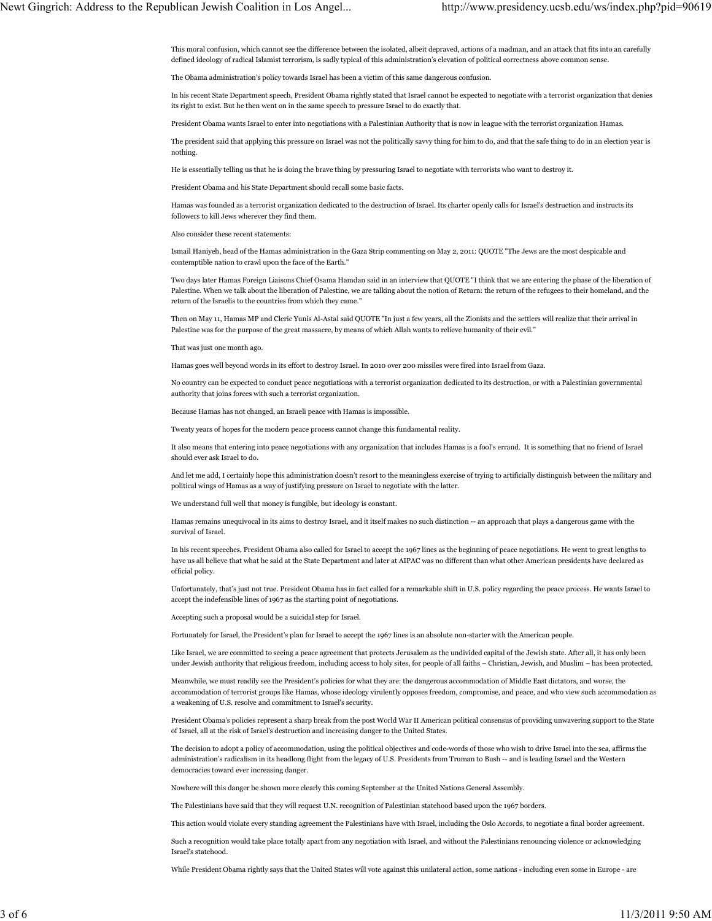This moral confusion, which cannot see the difference between the isolated, albeit depraved, actions of a madman, and an attack that fits into an carefully defined ideology of radical Islamist terrorism, is sadly typical of this administration's elevation of political correctness above common sense.

The Obama administration's policy towards Israel has been a victim of this same dangerous confusion.

In his recent State Department speech, President Obama rightly stated that Israel cannot be expected to negotiate with a terrorist organization that denies its right to exist. But he then went on in the same speech to pressure Israel to do exactly that.

President Obama wants Israel to enter into negotiations with a Palestinian Authority that is now in league with the terrorist organization Hamas.

The president said that applying this pressure on Israel was not the politically savvy thing for him to do, and that the safe thing to do in an election year is nothing.

He is essentially telling us that he is doing the brave thing by pressuring Israel to negotiate with terrorists who want to destroy it.

President Obama and his State Department should recall some basic facts.

Hamas was founded as a terrorist organization dedicated to the destruction of Israel. Its charter openly calls for Israel's destruction and instructs its followers to kill Jews wherever they find them.

Also consider these recent statements:

Ismail Haniyeh, head of the Hamas administration in the Gaza Strip commenting on May 2, 2011: QUOTE "The Jews are the most despicable and contemptible nation to crawl upon the face of the Earth."

Two days later Hamas Foreign Liaisons Chief Osama Hamdan said in an interview that QUOTE "I think that we are entering the phase of the liberation of Palestine. When we talk about the liberation of Palestine, we are talking about the notion of Return: the return of the refugees to their homeland, and the return of the Israelis to the countries from which they came."

Then on May 11, Hamas MP and Cleric Yunis Al-Astal said QUOTE "In just a few years, all the Zionists and the settlers will realize that their arrival in Palestine was for the purpose of the great massacre, by means of which Allah wants to relieve humanity of their evil."

That was just one month ago.

Hamas goes well beyond words in its effort to destroy Israel. In 2010 over 200 missiles were fired into Israel from Gaza.

No country can be expected to conduct peace negotiations with a terrorist organization dedicated to its destruction, or with a Palestinian governmental authority that joins forces with such a terrorist organization.

Because Hamas has not changed, an Israeli peace with Hamas is impossible.

Twenty years of hopes for the modern peace process cannot change this fundamental reality.

It also means that entering into peace negotiations with any organization that includes Hamas is a fool's errand. It is something that no friend of Israel should ever ask Israel to do.

And let me add, I certainly hope this administration doesn't resort to the meaningless exercise of trying to artificially distinguish between the military and political wings of Hamas as a way of justifying pressure on Israel to negotiate with the latter.

We understand full well that money is fungible, but ideology is constant.

Hamas remains unequivocal in its aims to destroy Israel, and it itself makes no such distinction -- an approach that plays a dangerous game with the survival of Israel.

In his recent speeches, President Obama also called for Israel to accept the 1967 lines as the beginning of peace negotiations. He went to great lengths to have us all believe that what he said at the State Department and later at AIPAC was no different than what other American presidents have declared as official policy.

Unfortunately, that's just not true. President Obama has in fact called for a remarkable shift in U.S. policy regarding the peace process. He wants Israel to accept the indefensible lines of 1967 as the starting point of negotiations.

Accepting such a proposal would be a suicidal step for Israel.

Fortunately for Israel, the President's plan for Israel to accept the 1967 lines is an absolute non-starter with the American people.

Like Israel, we are committed to seeing a peace agreement that protects Jerusalem as the undivided capital of the Jewish state. After all, it has only been under Jewish authority that religious freedom, including access to holy sites, for people of all faiths – Christian, Jewish, and Muslim – has been protected.

Meanwhile, we must readily see the President's policies for what they are: the dangerous accommodation of Middle East dictators, and worse, the accommodation of terrorist groups like Hamas, whose ideology virulently opposes freedom, compromise, and peace, and who view such accommodation as a weakening of U.S. resolve and commitment to Israel's security.

President Obama's policies represent a sharp break from the post World War II American political consensus of providing unwavering support to the State of Israel, all at the risk of Israel's destruction and increasing danger to the United States.

The decision to adopt a policy of accommodation, using the political objectives and code-words of those who wish to drive Israel into the sea, affirms the administration's radicalism in its headlong flight from the legacy of U.S. Presidents from Truman to Bush -- and is leading Israel and the Western democracies toward ever increasing danger.

Nowhere will this danger be shown more clearly this coming September at the United Nations General Assembly.

The Palestinians have said that they will request U.N. recognition of Palestinian statehood based upon the 1967 borders.

This action would violate every standing agreement the Palestinians have with Israel, including the Oslo Accords, to negotiate a final border agreement.

Such a recognition would take place totally apart from any negotiation with Israel, and without the Palestinians renouncing violence or acknowledging Israel's statehood.

While President Obama rightly says that the United States will vote against this unilateral action, some nations - including even some in Europe - are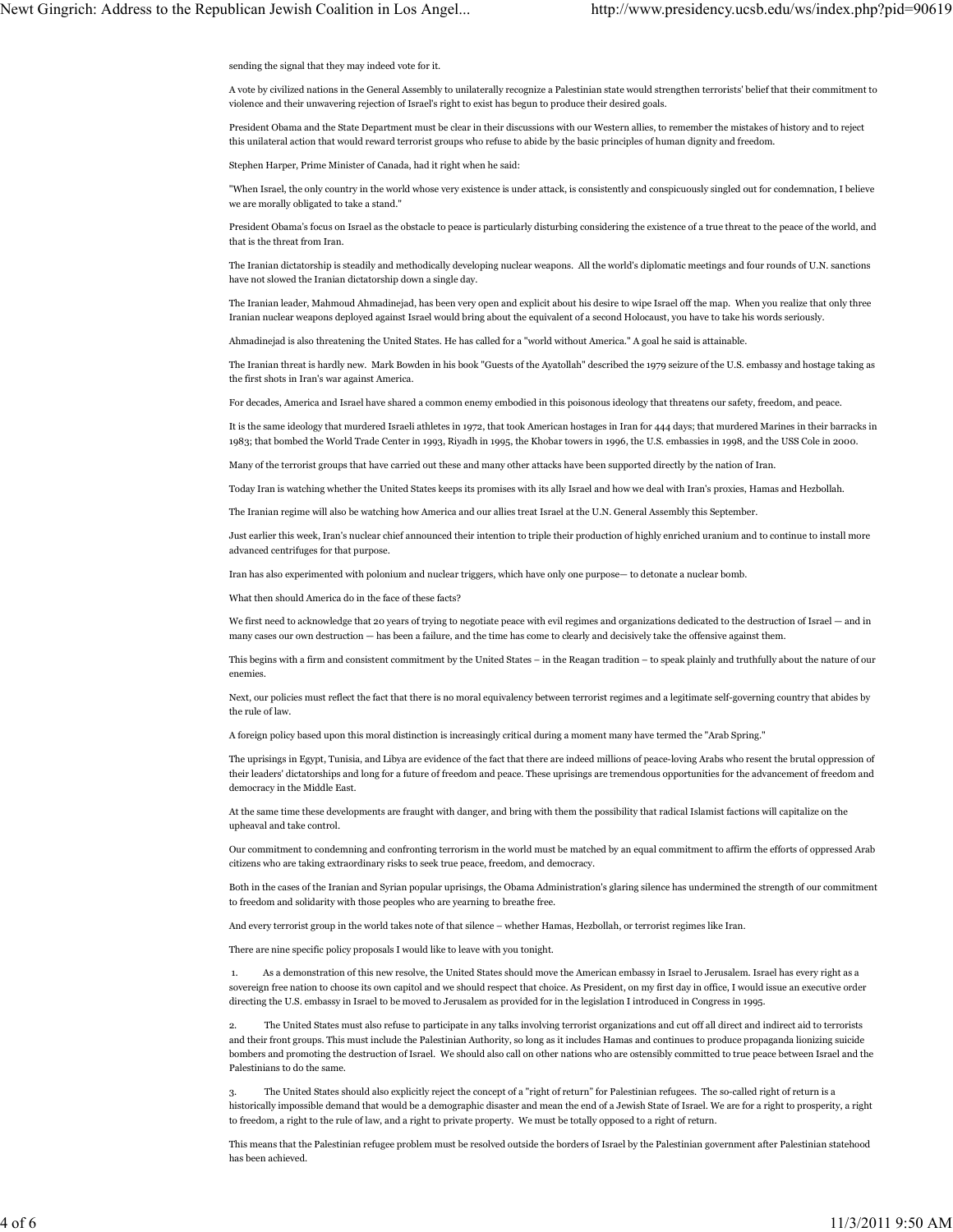sending the signal that they may indeed vote for it.

A vote by civilized nations in the General Assembly to unilaterally recognize a Palestinian state would strengthen terrorists' belief that their commitment to violence and their unwavering rejection of Israel's right to exist has begun to produce their desired goals.

President Obama and the State Department must be clear in their discussions with our Western allies, to remember the mistakes of history and to reject this unilateral action that would reward terrorist groups who refuse to abide by the basic principles of human dignity and freedom.

Stephen Harper, Prime Minister of Canada, had it right when he said:

"When Israel, the only country in the world whose very existence is under attack, is consistently and conspicuously singled out for condemnation, I believe we are morally obligated to take a stand."

President Obama's focus on Israel as the obstacle to peace is particularly disturbing considering the existence of a true threat to the peace of the world, and that is the threat from Iran.

The Iranian dictatorship is steadily and methodically developing nuclear weapons. All the world's diplomatic meetings and four rounds of U.N. sanctions have not slowed the Iranian dictatorship down a single day.

The Iranian leader, Mahmoud Ahmadinejad, has been very open and explicit about his desire to wipe Israel off the map. When you realize that only three Iranian nuclear weapons deployed against Israel would bring about the equivalent of a second Holocaust, you have to take his words seriously.

Ahmadinejad is also threatening the United States. He has called for a "world without America." A goal he said is attainable.

The Iranian threat is hardly new. Mark Bowden in his book "Guests of the Ayatollah" described the 1979 seizure of the U.S. embassy and hostage taking as the first shots in Iran's war against America.

For decades, America and Israel have shared a common enemy embodied in this poisonous ideology that threatens our safety, freedom, and peace.

It is the same ideology that murdered Israeli athletes in 1972, that took American hostages in Iran for 444 days; that murdered Marines in their barracks in 1983; that bombed the World Trade Center in 1993, Riyadh in 1995, the Khobar towers in 1996, the U.S. embassies in 1998, and the USS Cole in 2000.

Many of the terrorist groups that have carried out these and many other attacks have been supported directly by the nation of Iran.

Today Iran is watching whether the United States keeps its promises with its ally Israel and how we deal with Iran's proxies, Hamas and Hezbollah.

The Iranian regime will also be watching how America and our allies treat Israel at the U.N. General Assembly this September.

Just earlier this week, Iran's nuclear chief announced their intention to triple their production of highly enriched uranium and to continue to install more advanced centrifuges for that purpose.

Iran has also experimented with polonium and nuclear triggers, which have only one purpose— to detonate a nuclear bomb.

What then should America do in the face of these facts?

We first need to acknowledge that 20 years of trying to negotiate peace with evil regimes and organizations dedicated to the destruction of Israel — and in many cases our own destruction — has been a failure, and the time has come to clearly and decisively take the offensive against them.

This begins with a firm and consistent commitment by the United States – in the Reagan tradition – to speak plainly and truthfully about the nature of our enemies.

Next, our policies must reflect the fact that there is no moral equivalency between terrorist regimes and a legitimate self-governing country that abides by the rule of law.

A foreign policy based upon this moral distinction is increasingly critical during a moment many have termed the "Arab Spring."

The uprisings in Egypt, Tunisia, and Libya are evidence of the fact that there are indeed millions of peace-loving Arabs who resent the brutal oppression of their leaders' dictatorships and long for a future of freedom and peace. These uprisings are tremendous opportunities for the advancement of freedom and democracy in the Middle East.

At the same time these developments are fraught with danger, and bring with them the possibility that radical Islamist factions will capitalize on the upheaval and take control.

Our commitment to condemning and confronting terrorism in the world must be matched by an equal commitment to affirm the efforts of oppressed Arab citizens who are taking extraordinary risks to seek true peace, freedom, and democracy.

Both in the cases of the Iranian and Syrian popular uprisings, the Obama Administration's glaring silence has undermined the strength of our commitment to freedom and solidarity with those peoples who are yearning to breathe free.

And every terrorist group in the world takes note of that silence – whether Hamas, Hezbollah, or terrorist regimes like Iran.

There are nine specific policy proposals I would like to leave with you tonight.

1. As a demonstration of this new resolve, the United States should move the American embassy in Israel to Jerusalem. Israel has every right as a sovereign free nation to choose its own capitol and we should respect that choice. As President, on my first day in office, I would issue an executive order directing the U.S. embassy in Israel to be moved to Jerusalem as provided for in the legislation I introduced in Congress in 1995.

2. The United States must also refuse to participate in any talks involving terrorist organizations and cut off all direct and indirect aid to terrorists and their front groups. This must include the Palestinian Authority, so long as it includes Hamas and continues to produce propaganda lionizing suicide bombers and promoting the destruction of Israel. We should also call on other nations who are ostensibly committed to true peace between Israel and the Palestinians to do the same.

3. The United States should also explicitly reject the concept of a "right of return" for Palestinian refugees. The so-called right of return is a historically impossible demand that would be a demographic disaster and mean the end of a Jewish State of Israel. We are for a right to prosperity, a right to freedom, a right to the rule of law, and a right to private property. We must be totally opposed to a right of return.

This means that the Palestinian refugee problem must be resolved outside the borders of Israel by the Palestinian government after Palestinian statehood has been achieved.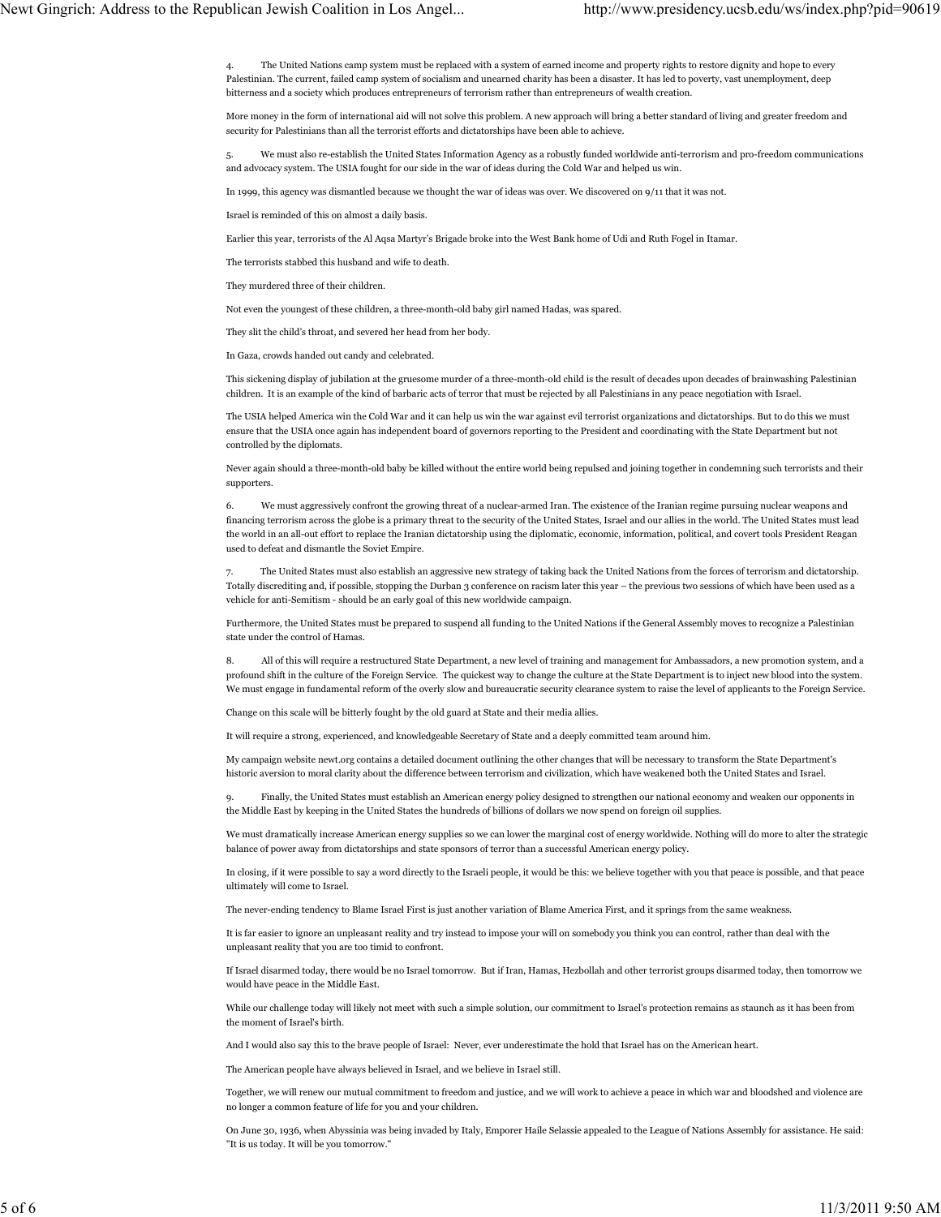4. The United Nations camp system must be replaced with a system of earned income and property rights to restore dignity and hope to every Palestinian. The current, failed camp system of socialism and unearned charity has been a disaster. It has led to poverty, vast unemployment, deep bitterness and a society which produces entrepreneurs of terrorism rather than entrepreneurs of wealth creation.

More money in the form of international aid will not solve this problem. A new approach will bring a better standard of living and greater freedom and security for Palestinians than all the terrorist efforts and dictatorships have been able to achieve.

5. We must also re-establish the United States Information Agency as a robustly funded worldwide anti-terrorism and pro-freedom communications and advocacy system. The USIA fought for our side in the war of ideas during the Cold War and helped us win.

In 1999, this agency was dismantled because we thought the war of ideas was over. We discovered on 9/11 that it was not.

Israel is reminded of this on almost a daily basis.

Earlier this year, terrorists of the Al Aqsa Martyr's Brigade broke into the West Bank home of Udi and Ruth Fogel in Itamar.

The terrorists stabbed this husband and wife to death.

They murdered three of their children.

Not even the youngest of these children, a three-month-old baby girl named Hadas, was spared.

They slit the child's throat, and severed her head from her body.

In Gaza, crowds handed out candy and celebrated.

This sickening display of jubilation at the gruesome murder of a three-month-old child is the result of decades upon decades of brainwashing Palestinian children. It is an example of the kind of barbaric acts of terror that must be rejected by all Palestinians in any peace negotiation with Israel.

The USIA helped America win the Cold War and it can help us win the war against evil terrorist organizations and dictatorships. But to do this we must ensure that the USIA once again has independent board of governors reporting to the President and coordinating with the State Department but not controlled by the diplomats.

Never again should a three-month-old baby be killed without the entire world being repulsed and joining together in condemning such terrorists and their supporters.

6. We must aggressively confront the growing threat of a nuclear-armed Iran. The existence of the Iranian regime pursuing nuclear weapons and financing terrorism across the globe is a primary threat to the security of the United States, Israel and our allies in the world. The United States must lead the world in an all-out effort to replace the Iranian dictatorship using the diplomatic, economic, information, political, and covert tools President Reagan used to defeat and dismantle the Soviet Empire.

7. The United States must also establish an aggressive new strategy of taking back the United Nations from the forces of terrorism and dictatorship. Totally discrediting and, if possible, stopping the Durban 3 conference on racism later this year – the previous two sessions of which have been used as a vehicle for anti-Semitism - should be an early goal of this new worldwide campaign.

Furthermore, the United States must be prepared to suspend all funding to the United Nations if the General Assembly moves to recognize a Palestinian state under the control of Hamas.

8. All of this will require a restructured State Department, a new level of training and management for Ambassadors, a new promotion system, and a profound shift in the culture of the Foreign Service. The quickest way to change the culture at the State Department is to inject new blood into the system. We must engage in fundamental reform of the overly slow and bureaucratic security clearance system to raise the level of applicants to the Foreign Service.

Change on this scale will be bitterly fought by the old guard at State and their media allies.

It will require a strong, experienced, and knowledgeable Secretary of State and a deeply committed team around him.

My campaign website newt.org contains a detailed document outlining the other changes that will be necessary to transform the State Department's historic aversion to moral clarity about the difference between terrorism and civilization, which have weakened both the United States and Israel.

9. Finally, the United States must establish an American energy policy designed to strengthen our national economy and weaken our opponents in the Middle East by keeping in the United States the hundreds of billions of dollars we now spend on foreign oil supplies.

We must dramatically increase American energy supplies so we can lower the marginal cost of energy worldwide. Nothing will do more to alter the strategic balance of power away from dictatorships and state sponsors of terror than a successful American energy policy.

In closing, if it were possible to say a word directly to the Israeli people, it would be this: we believe together with you that peace is possible, and that peace ultimately will come to Israel.

The never-ending tendency to Blame Israel First is just another variation of Blame America First, and it springs from the same weakness.

It is far easier to ignore an unpleasant reality and try instead to impose your will on somebody you think you can control, rather than deal with the unpleasant reality that you are too timid to confront.

If Israel disarmed today, there would be no Israel tomorrow. But if Iran, Hamas, Hezbollah and other terrorist groups disarmed today, then tomorrow we would have peace in the Middle East.

While our challenge today will likely not meet with such a simple solution, our commitment to Israel's protection remains as staunch as it has been from the moment of Israel's birth.

And I would also say this to the brave people of Israel: Never, ever underestimate the hold that Israel has on the American heart.

The American people have always believed in Israel, and we believe in Israel still.

Together, we will renew our mutual commitment to freedom and justice, and we will work to achieve a peace in which war and bloodshed and violence are no longer a common feature of life for you and your children.

On June 30, 1936, when Abyssinia was being invaded by Italy, Emperor Haile Selassie appealed to the League of Nations Assembly for assistance. He said: "It is us today. It will be you tomorrow."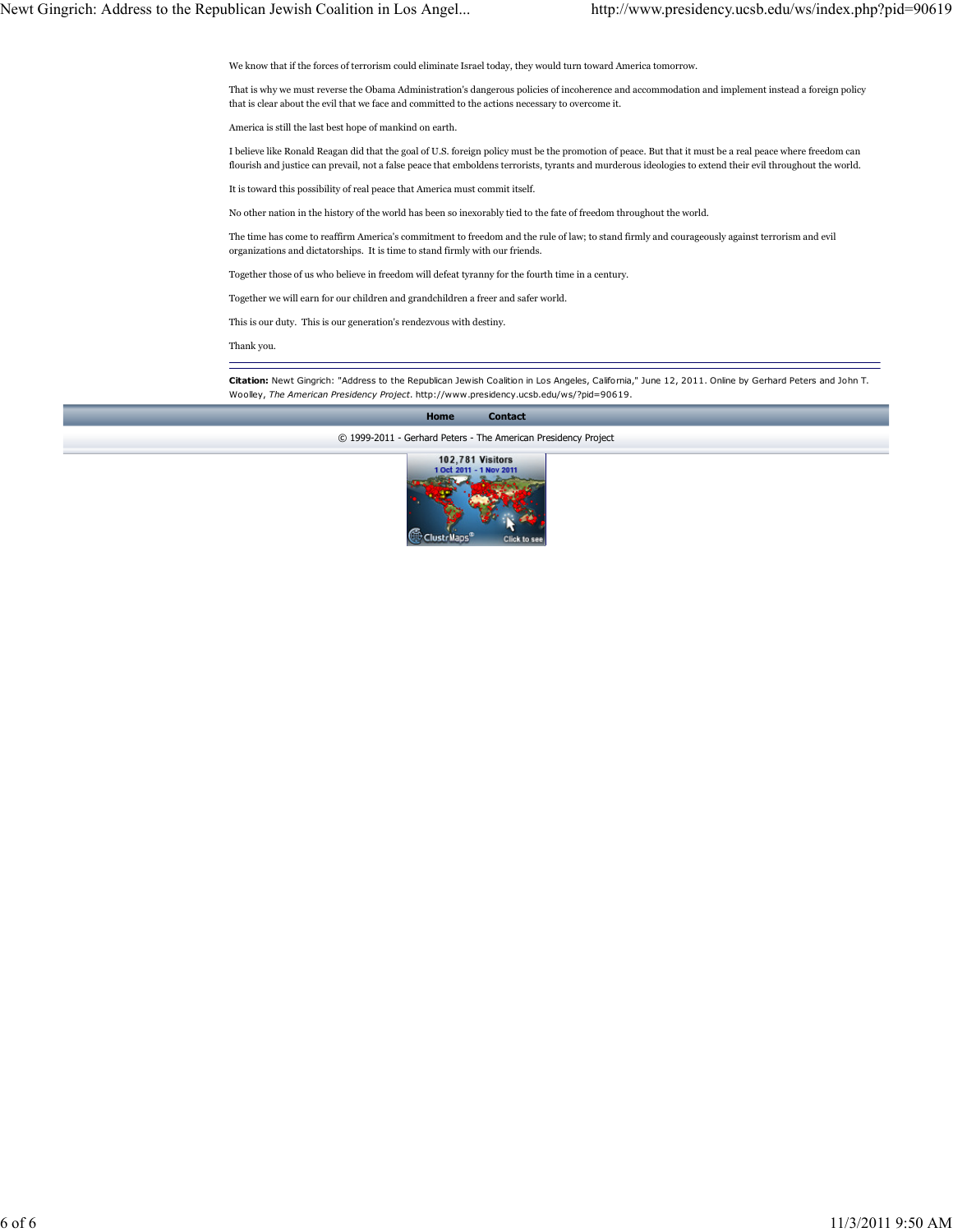We know that if the forces of terrorism could eliminate Israel today, they would turn toward America tomorrow.

That is why we must reverse the Obama Administration's dangerous policies of incoherence and accommodation and implement instead a foreign policy that is clear about the evil that we face and committed to the actions necessary to overcome it.

America is still the last best hope of mankind on earth.

I believe like Ronald Reagan did that the goal of U.S. foreign policy must be the promotion of peace. But that it must be a real peace where freedom can flourish and justice can prevail, not a false peace that emboldens terrorists, tyrants and murderous ideologies to extend their evil throughout the world.

It is toward this possibility of real peace that America must commit itself.

No other nation in the history of the world has been so inexorably tied to the fate of freedom throughout the world.

The time has come to reaffirm America's commitment to freedom and the rule of law; to stand firmly and courageously against terrorism and evil organizations and dictatorships. It is time to stand firmly with our friends.

Together those of us who believe in freedom will defeat tyranny for the fourth time in a century.

Together we will earn for our children and grandchildren a freer and safer world.

This is our duty. This is our generation's rendezvous with destiny.

Thank you.

---

**Citation:** Newt Gingrich: "Address to the Republican Jewish Coalition in Los Angeles, California," June 12, 2011. Online by Gerhard Peters and John T. Woolley, *The American Presidency Project*. http://www.presidency.ucsb.edu/ws/?pid=90619.

Home Contact

© 1999-2011 - Gerhard Peters - The American Presidency Project